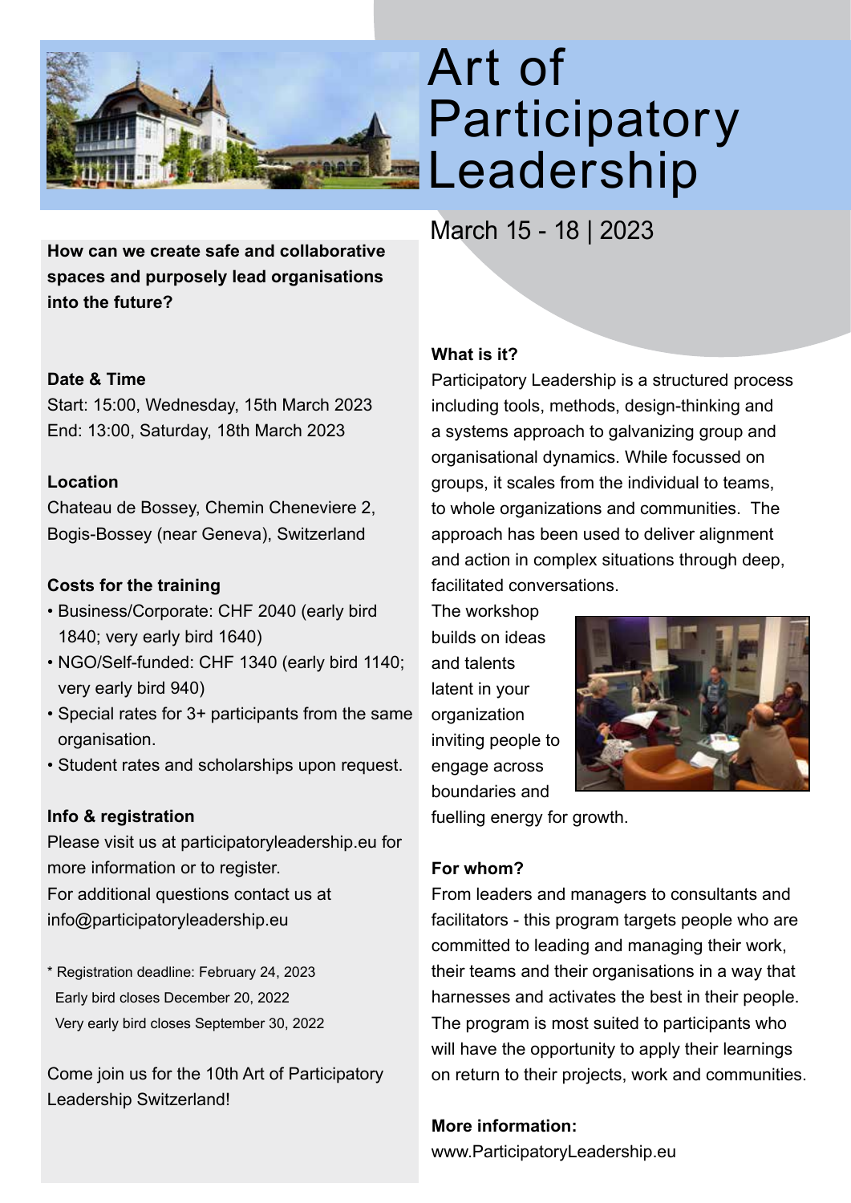# Art of Participatory Leadership

March 15 - 18 | 2023

**How can we create safe and collaborative spaces and purposely lead organisations into the future?**

**Date & Time**

Start: 15:00, Wednesday, 15th March 2023
End: 13:00, Saturday, 18th March 2023

**Location**

Chateau de Bossey, Chemin Cheneviere 2, Bogis-Bossey (near Geneva), Switzerland

**Costs for the training**

- Business/Corporate: CHF 2040 (early bird 1840; very early bird 1640)
- NGO/Self-funded: CHF 1340 (early bird 1140; very early bird 940)
- Special rates for 3+ participants from the same organisation.
- Student rates and scholarships upon request.

**Info & registration**

Please visit us at participatoryleadership.eu for more information or to register.
For additional questions contact us at info@participatoryleadership.eu

\* Registration deadline: February 24, 2023
Early bird closes December 20, 2022
Very early bird closes September 30, 2022

Come join us for the 10th Art of Participatory Leadership Switzerland!

**What is it?**

Participatory Leadership is a structured process including tools, methods, design-thinking and a systems approach to galvanizing group and organisational dynamics. While focussed on groups, it scales from the individual to teams, to whole organizations and communities. The approach has been used to deliver alignment and action in complex situations through deep, facilitated conversations.

The workshop builds on ideas and talents latent in your organization inviting people to engage across boundaries and fuelling energy for growth.

**For whom?**

From leaders and managers to consultants and facilitators - this program targets people who are committed to leading and managing their work, their teams and their organisations in a way that harnesses and activates the best in their people. The program is most suited to participants who will have the opportunity to apply their learnings on return to their projects, work and communities.

**More information:**

www.ParticipatoryLeadership.eu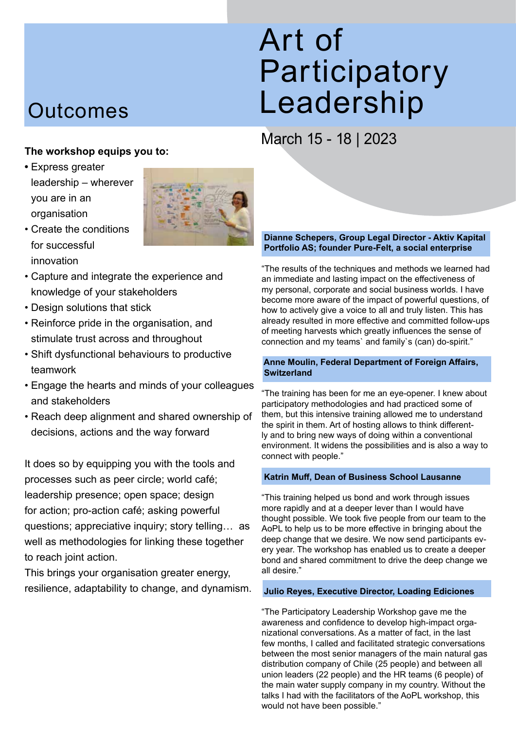# Art of Participatory Leadership

March 15 - 18 | 2023

## Outcomes

**The workshop equips you to:**

- Express greater leadership – wherever you are in an organisation
- Create the conditions for successful innovation
- Capture and integrate the experience and knowledge of your stakeholders
- Design solutions that stick
- Reinforce pride in the organisation, and stimulate trust across and throughout
- Shift dysfunctional behaviours to productive teamwork
- Engage the hearts and minds of your colleagues and stakeholders
- Reach deep alignment and shared ownership of decisions, actions and the way forward

It does so by equipping you with the tools and processes such as peer circle; world café; leadership presence; open space; design for action; pro-action café; asking powerful questions; appreciative inquiry; story telling… as well as methodologies for linking these together to reach joint action.

This brings your organisation greater energy, resilience, adaptability to change, and dynamism.

**Dianne Schepers, Group Legal Director - Aktiv Kapital Portfolio AS; founder Pure-Felt, a social enterprise**

"The results of the techniques and methods we learned had an immediate and lasting impact on the effectiveness of my personal, corporate and social business worlds. I have become more aware of the impact of powerful questions, of how to actively give a voice to all and truly listen. This has already resulted in more effective and committed follow-ups of meeting harvests which greatly influences the sense of connection and my teams` and family`s (can) do-spirit."

**Anne Moulin, Federal Department of Foreign Affairs, Switzerland**

"The training has been for me an eye-opener. I knew about participatory methodologies and had practiced some of them, but this intensive training allowed me to understand the spirit in them. Art of hosting allows to think differently and to bring new ways of doing within a conventional environment. It widens the possibilities and is also a way to connect with people."

**Katrin Muff, Dean of Business School Lausanne**

"This training helped us bond and work through issues more rapidly and at a deeper lever than I would have thought possible. We took five people from our team to the AoPL to help us to be more effective in bringing about the deep change that we desire. We now send participants every year. The workshop has enabled us to create a deeper bond and shared commitment to drive the deep change we all desire."

**Julio Reyes, Executive Director, Loading Ediciones**

"The Participatory Leadership Workshop gave me the awareness and confidence to develop high-impact organizational conversations. As a matter of fact, in the last few months, I called and facilitated strategic conversations between the most senior managers of the main natural gas distribution company of Chile (25 people) and between all union leaders (22 people) and the HR teams (6 people) of the main water supply company in my country. Without the talks I had with the facilitators of the AoPL workshop, this would not have been possible."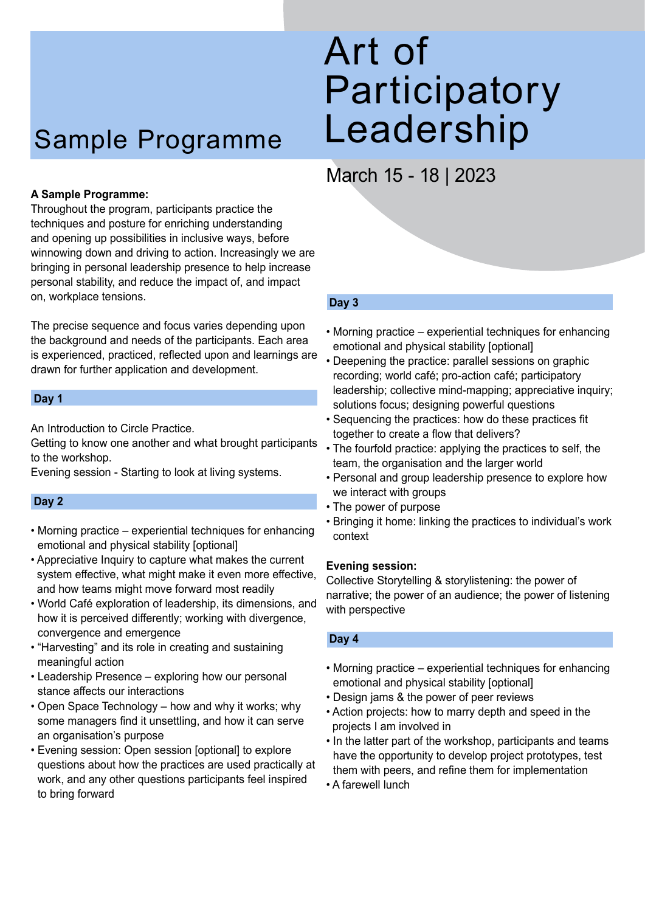# Art of Participatory Leadership

## Sample Programme

March 15 - 18 | 2023

**A Sample Programme:**
Throughout the program, participants practice the techniques and posture for enriching understanding and opening up possibilities in inclusive ways, before winnowing down and driving to action. Increasingly we are bringing in personal leadership presence to help increase personal stability, and reduce the impact of, and impact on, workplace tensions.

The precise sequence and focus varies depending upon the background and needs of the participants. Each area is experienced, practiced, reflected upon and learnings are drawn for further application and development.

### Day 1

An Introduction to Circle Practice.
Getting to know one another and what brought participants to the workshop.
Evening session - Starting to look at living systems.

### Day 2

- Morning practice – experiential techniques for enhancing emotional and physical stability [optional]
- Appreciative Inquiry to capture what makes the current system effective, what might make it even more effective, and how teams might move forward most readily
- World Café exploration of leadership, its dimensions, and how it is perceived differently; working with divergence, convergence and emergence
- "Harvesting" and its role in creating and sustaining meaningful action
- Leadership Presence – exploring how our personal stance affects our interactions
- Open Space Technology – how and why it works; why some managers find it unsettling, and how it can serve an organisation's purpose
- Evening session: Open session [optional] to explore questions about how the practices are used practically at work, and any other questions participants feel inspired to bring forward

### Day 3

- Morning practice – experiential techniques for enhancing emotional and physical stability [optional]
- Deepening the practice: parallel sessions on graphic recording; world café; pro-action café; participatory leadership; collective mind-mapping; appreciative inquiry; solutions focus; designing powerful questions
- Sequencing the practices: how do these practices fit together to create a flow that delivers?
- The fourfold practice: applying the practices to self, the team, the organisation and the larger world
- Personal and group leadership presence to explore how we interact with groups
- The power of purpose
- Bringing it home: linking the practices to individual's work context

**Evening session:**
Collective Storytelling & storylistening: the power of narrative; the power of an audience; the power of listening with perspective

### Day 4

- Morning practice – experiential techniques for enhancing emotional and physical stability [optional]
- Design jams & the power of peer reviews
- Action projects: how to marry depth and speed in the projects I am involved in
- In the latter part of the workshop, participants and teams have the opportunity to develop project prototypes, test them with peers, and refine them for implementation
- A farewell lunch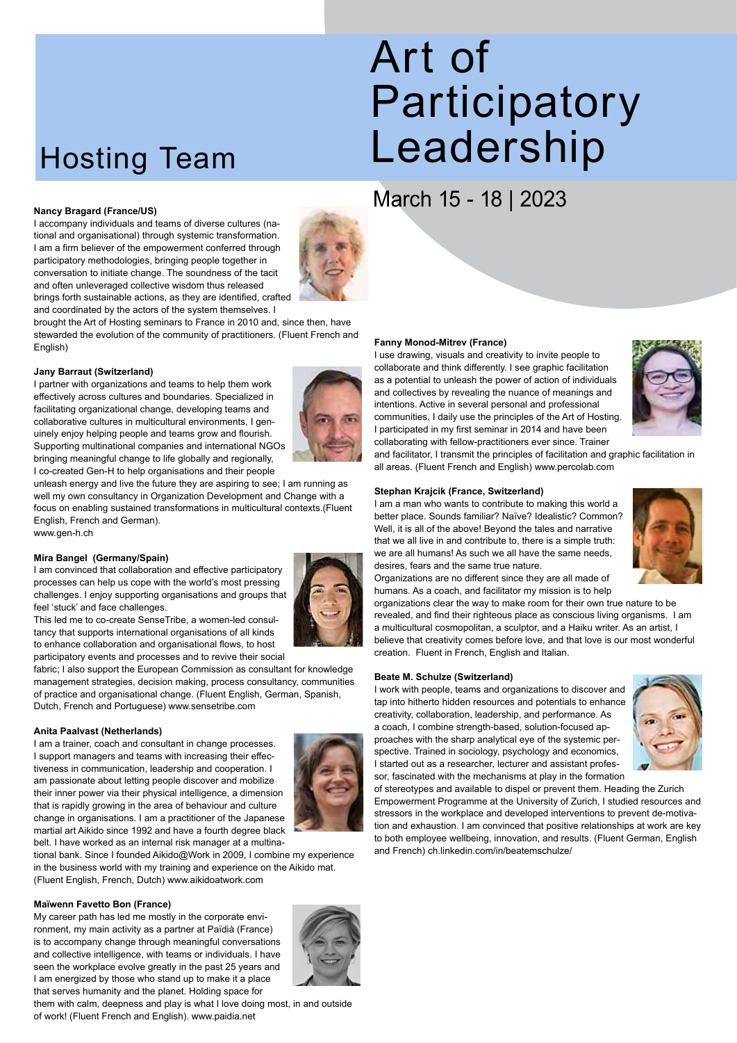# Art of Participatory Leadership

March 15 - 18 | 2023

## Hosting Team

**Nancy Bragard (France/US)**
I accompany individuals and teams of diverse cultures (national and organisational) through systemic transformation. I am a firm believer of the empowerment conferred through participatory methodologies, bringing people together in conversation to initiate change. The soundness of the tacit and often unleveraged collective wisdom thus released brings forth sustainable actions, as they are identified, crafted and coordinated by the actors of the system themselves. I brought the Art of Hosting seminars to France in 2010 and, since then, have stewarded the evolution of the community of practitioners. (Fluent French and English)

**Jany Barraut (Switzerland)**
I partner with organizations and teams to help them work effectively across cultures and boundaries. Specialized in facilitating organizational change, developing teams and collaborative cultures in multicultural environments, I genuinely enjoy helping people and teams grow and flourish. Supporting multinational companies and international NGOs bringing meaningful change to life globally and regionally, I co-created Gen-H to help organisations and their people unleash energy and live the future they are aspiring to see; I am running as well my own consultancy in Organization Development and Change with a focus on enabling sustained transformations in multicultural contexts.(Fluent English, French and German).
www.gen-h.ch

**Mira Bangel (Germany/Spain)**
I am convinced that collaboration and effective participatory processes can help us cope with the world's most pressing challenges. I enjoy supporting organisations and groups that feel 'stuck' and face challenges.
This led me to co-create SenseTribe, a women-led consultancy that supports international organisations of all kinds to enhance collaboration and organisational flows, to host participatory events and processes and to revive their social fabric; I also support the European Commission as consultant for knowledge management strategies, decision making, process consultancy, communities of practice and organisational change. (Fluent English, German, Spanish, Dutch, French and Portuguese) www.sensetribe.com

**Anita Paalvast (Netherlands)**
I am a trainer, coach and consultant in change processes. I support managers and teams with increasing their effectiveness in communication, leadership and cooperation. I am passionate about letting people discover and mobilize their inner power via their physical intelligence, a dimension that is rapidly growing in the area of behaviour and culture change in organisations. I am a practitioner of the Japanese martial art Aikido since 1992 and have a fourth degree black belt. I have worked as an internal risk manager at a multinational bank. Since I founded Aikido@Work in 2009, I combine my experience in the business world with my training and experience on the Aikido mat. (Fluent English, French, Dutch) www.aikidoatwork.com

**Maïwenn Favetto Bon (France)**
My career path has led me mostly in the corporate environment, my main activity as a partner at Païdià (France) is to accompany change through meaningful conversations and collective intelligence, with teams or individuals. I have seen the workplace evolve greatly in the past 25 years and I am energized by those who stand up to make it a place that serves humanity and the planet. Holding space for them with calm, deepness and play is what I love doing most, in and outside of work! (Fluent French and English). www.paidia.net

**Fanny Monod-Mitrev (France)**
I use drawing, visuals and creativity to invite people to collaborate and think differently. I see graphic facilitation as a potential to unleash the power of action of individuals and collectives by revealing the nuance of meanings and intentions. Active in several personal and professional communities, I daily use the principles of the Art of Hosting. I participated in my first seminar in 2014 and have been collaborating with fellow-practitioners ever since. Trainer and facilitator, I transmit the principles of facilitation and graphic facilitation in all areas. (Fluent French and English) www.percolab.com

**Stephan Krajcik (France, Switzerland)**
I am a man who wants to contribute to making this world a better place. Sounds familiar? Naïve? Idealistic? Common? Well, it is all of the above! Beyond the tales and narrative that we all live in and contribute to, there is a simple truth: we are all humans! As such we all have the same needs, desires, fears and the same true nature.
Organizations are no different since they are all made of humans. As a coach, and facilitator my mission is to help organizations clear the way to make room for their own true nature to be revealed, and find their righteous place as conscious living organisms. I am a multicultural cosmopolitan, a sculptor, and a Haiku writer. As an artist, I believe that creativity comes before love, and that love is our most wonderful creation. Fluent in French, English and Italian.

**Beate M. Schulze (Switzerland)**
I work with people, teams and organizations to discover and tap into hitherto hidden resources and potentials to enhance creativity, collaboration, leadership, and performance. As a coach, I combine strength-based, solution-focused approaches with the sharp analytical eye of the systemic perspective. Trained in sociology, psychology and economics, I started out as a researcher, lecturer and assistant professor, fascinated with the mechanisms at play in the formation of stereotypes and available to dispel or prevent them. Heading the Zurich Empowerment Programme at the University of Zurich, I studied resources and stressors in the workplace and developed interventions to prevent de-motivation and exhaustion. I am convinced that positive relationships at work are key to both employee wellbeing, innovation, and results. (Fluent German, English and French) ch.linkedin.com/in/beatemschulze/